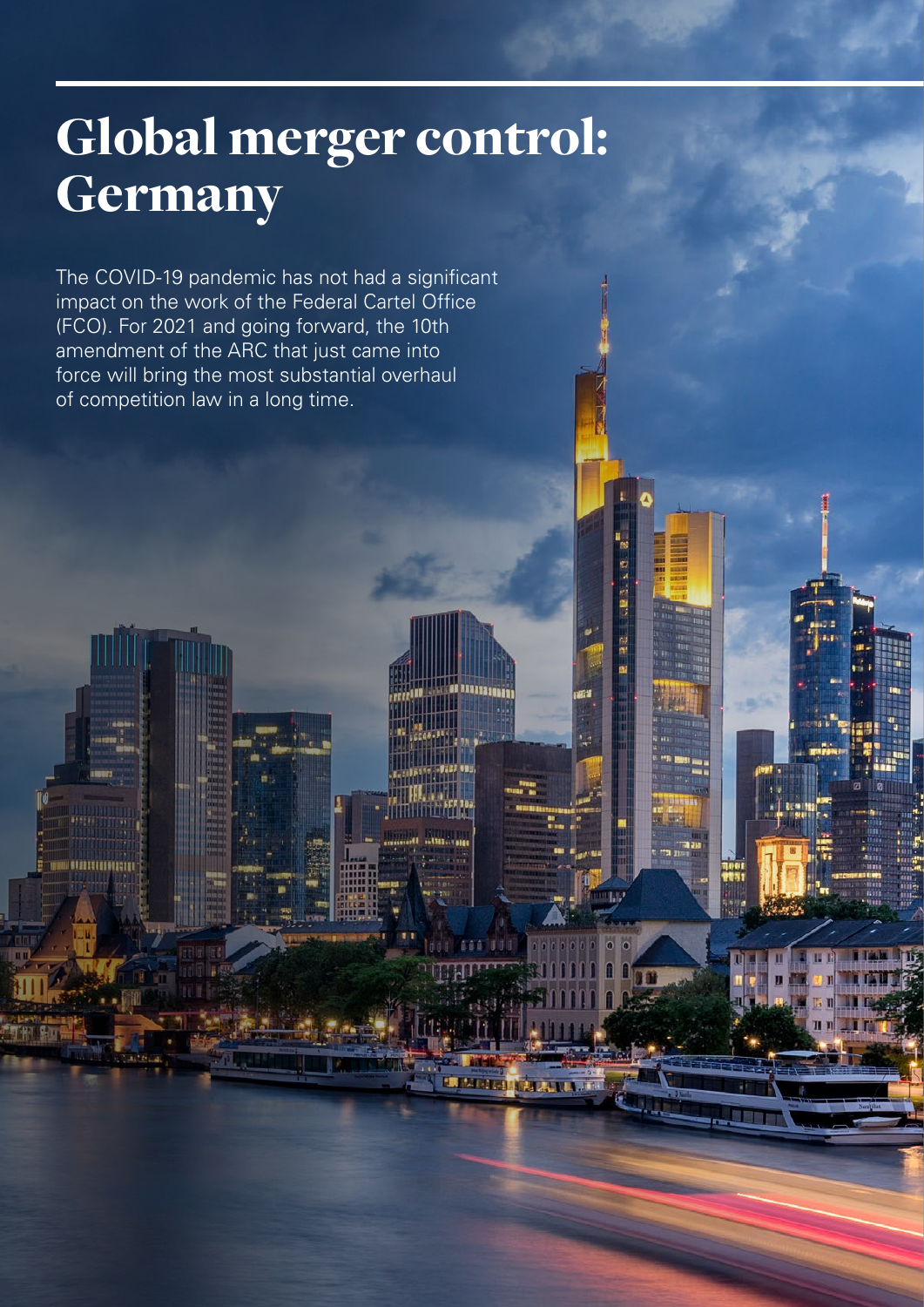# Global merger control: Germany

The COVID-19 pandemic has not had a significant impact on the work of the Federal Cartel Office (FCO). For 2021 and going forward, the 10th amendment of the ARC that just came into force will bring the most substantial overhaul of competition law in a long time.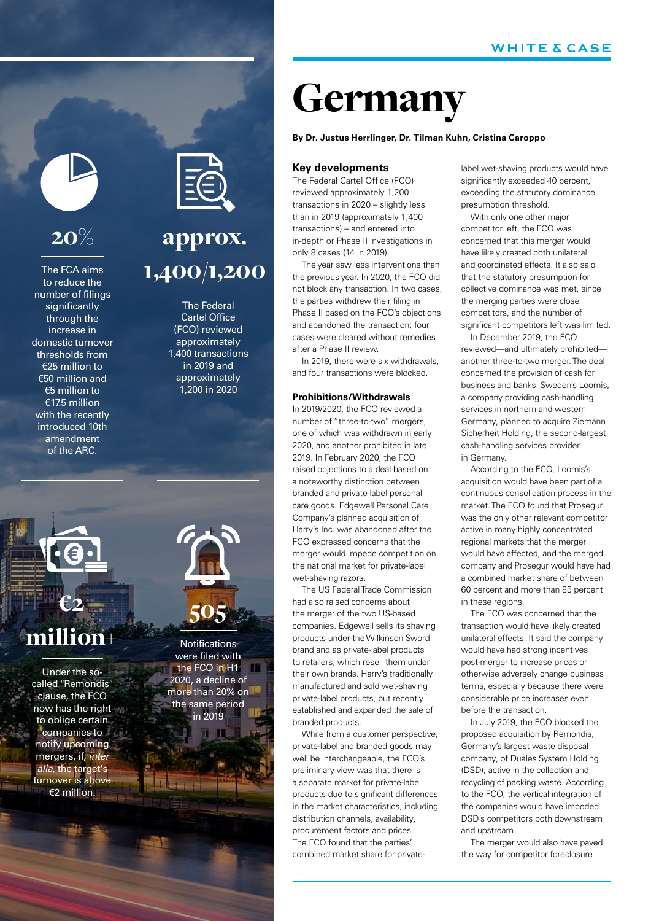# Germany

**By Dr. Justus Herrlinger, Dr. Tilman Kuhn, Cristina Caroppo**

**20%**

The FCA aims to reduce the number of filings significantly through the increase in domestic turnover thresholds from €25 million to €50 million and €5 million to €17.5 million with the recently introduced 10th amendment of the ARC.

**approx. 1,400/1,200**

The Federal Cartel Office (FCO) reviewed approximately 1,400 transactions in 2019 and approximately 1,200 in 2020

**€2 million+**

Under the so-called "Remondis" clause, the FCO now has the right to oblige certain companies to notify upcoming mergers, if, *inter alia*, the target's turnover is above €2 million.

**505**

Notifications were filed with the FCO in H1 2020, a decline of more than 20% on the same period in 2019

## Key developments

The Federal Cartel Office (FCO) reviewed approximately 1,200 transactions in 2020 – slightly less than in 2019 (approximately 1,400 transactions) – and entered into in-depth or Phase II investigations in only 8 cases (14 in 2019).

The year saw less interventions than the previous year. In 2020, the FCO did not block any transaction. In two cases, the parties withdrew their filing in Phase II based on the FCO's objections and abandoned the transaction; four cases were cleared without remedies after a Phase II review.

In 2019, there were six withdrawals, and four transactions were blocked.

### Prohibitions/Withdrawals

In 2019/2020, the FCO reviewed a number of "three-to-two" mergers, one of which was withdrawn in early 2020, and another prohibited in late 2019. In February 2020, the FCO raised objections to a deal based on a noteworthy distinction between branded and private label personal care goods. Edgewell Personal Care Company's planned acquisition of Harry's Inc. was abandoned after the FCO expressed concerns that the merger would impede competition on the national market for private-label wet-shaving razors.

The US Federal Trade Commission had also raised concerns about the merger of the two US-based companies. Edgewell sells its shaving products under the Wilkinson Sword brand and as private-label products to retailers, which resell them under their own brands. Harry's traditionally manufactured and sold wet-shaving private-label products, but recently established and expanded the sale of branded products.

While from a customer perspective, private-label and branded goods may well be interchangeable, the FCO's preliminary view was that there is a separate market for private-label products due to significant differences in the market characteristics, including distribution channels, availability, procurement factors and prices. The FCO found that the parties' combined market share for private-label wet-shaving products would have significantly exceeded 40 percent, exceeding the statutory dominance presumption threshold.

With only one other major competitor left, the FCO was concerned that this merger would have likely created both unilateral and coordinated effects. It also said that the statutory presumption for collective dominance was met, since the merging parties were close competitors, and the number of significant competitors left was limited.

In December 2019, the FCO reviewed—and ultimately prohibited—another three-to-two merger. The deal concerned the provision of cash for business and banks. Sweden's Loomis, a company providing cash-handling services in northern and western Germany, planned to acquire Ziemann Sicherheit Holding, the second-largest cash-handling services provider in Germany.

According to the FCO, Loomis's acquisition would have been part of a continuous consolidation process in the market. The FCO found that Prosegur was the only other relevant competitor active in many highly concentrated regional markets that the merger would have affected, and the merged company and Prosegur would have had a combined market share of between 60 percent and more than 85 percent in these regions.

The FCO was concerned that the transaction would have likely created unilateral effects. It said the company would have had strong incentives post-merger to increase prices or otherwise adversely change business terms, especially because there were considerable price increases even before the transaction.

In July 2019, the FCO blocked the proposed acquisition by Remondis, Germany's largest waste disposal company, of Duales System Holding (DSD), active in the collection and recycling of packing waste. According to the FCO, the vertical integration of the companies would have impeded DSD's competitors both downstream and upstream.

The merger would also have paved the way for competitor foreclosure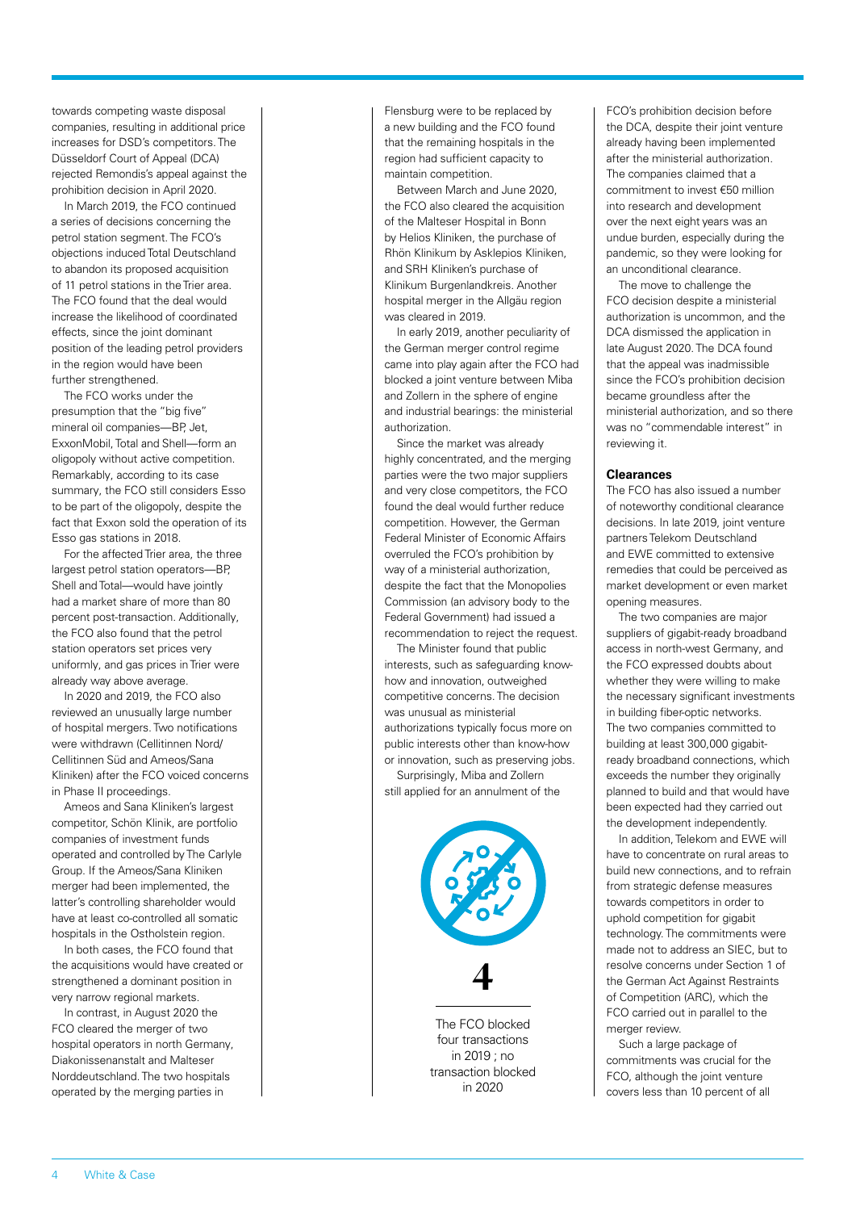towards competing waste disposal companies, resulting in additional price increases for DSD's competitors. The Düsseldorf Court of Appeal (DCA) rejected Remondis's appeal against the prohibition decision in April 2020.

In March 2019, the FCO continued a series of decisions concerning the petrol station segment. The FCO's objections induced Total Deutschland to abandon its proposed acquisition of 11 petrol stations in the Trier area. The FCO found that the deal would increase the likelihood of coordinated effects, since the joint dominant position of the leading petrol providers in the region would have been further strengthened.

The FCO works under the presumption that the "big five" mineral oil companies—BP, Jet, ExxonMobil, Total and Shell—form an oligopoly without active competition. Remarkably, according to its case summary, the FCO still considers Esso to be part of the oligopoly, despite the fact that Exxon sold the operation of its Esso gas stations in 2018.

For the affected Trier area, the three largest petrol station operators—BP, Shell and Total—would have jointly had a market share of more than 80 percent post-transaction. Additionally, the FCO also found that the petrol station operators set prices very uniformly, and gas prices in Trier were already way above average.

In 2020 and 2019, the FCO also reviewed an unusually large number of hospital mergers. Two notifications were withdrawn (Cellitinnen Nord/Cellitinnen Süd and Ameos/Sana Kliniken) after the FCO voiced concerns in Phase II proceedings.

Ameos and Sana Kliniken's largest competitor, Schön Klinik, are portfolio companies of investment funds operated and controlled by The Carlyle Group. If the Ameos/Sana Kliniken merger had been implemented, the latter's controlling shareholder would have at least co-controlled all somatic hospitals in the Ostholstein region.

In both cases, the FCO found that the acquisitions would have created or strengthened a dominant position in very narrow regional markets.

In contrast, in August 2020 the FCO cleared the merger of two hospital operators in north Germany, Diakonissenanstalt and Malteser Norddeutschland. The two hospitals operated by the merging parties in Flensburg were to be replaced by a new building and the FCO found that the remaining hospitals in the region had sufficient capacity to maintain competition.

Between March and June 2020, the FCO also cleared the acquisition of the Malteser Hospital in Bonn by Helios Kliniken, the purchase of Rhön Klinikum by Asklepios Kliniken, and SRH Kliniken's purchase of Klinikum Burgenlandkreis. Another hospital merger in the Allgäu region was cleared in 2019.

In early 2019, another peculiarity of the German merger control regime came into play again after the FCO had blocked a joint venture between Miba and Zollern in the sphere of engine and industrial bearings: the ministerial authorization.

Since the market was already highly concentrated, and the merging parties were the two major suppliers and very close competitors, the FCO found the deal would further reduce competition. However, the German Federal Minister of Economic Affairs overruled the FCO's prohibition by way of a ministerial authorization, despite the fact that the Monopolies Commission (an advisory body to the Federal Government) had issued a recommendation to reject the request.

The Minister found that public interests, such as safeguarding know-how and innovation, outweighed competitive concerns. The decision was unusual as ministerial authorizations typically focus more on public interests other than know-how or innovation, such as preserving jobs.

Surprisingly, Miba and Zollern still applied for an annulment of the FCO's prohibition decision before the DCA, despite their joint venture already having been implemented after the ministerial authorization. The companies claimed that a commitment to invest €50 million into research and development over the next eight years was an undue burden, especially during the pandemic, so they were looking for an unconditional clearance.

The move to challenge the FCO decision despite a ministerial authorization is uncommon, and the DCA dismissed the application in late August 2020. The DCA found that the appeal was inadmissible since the FCO's prohibition decision became groundless after the ministerial authorization, and so there was no "commendable interest" in reviewing it.

**4**

The FCO blocked four transactions in 2019 ; no transaction blocked in 2020

### Clearances

The FCO has also issued a number of noteworthy conditional clearance decisions. In late 2019, joint venture partners Telekom Deutschland and EWE committed to extensive remedies that could be perceived as market development or even market opening measures.

The two companies are major suppliers of gigabit-ready broadband access in north-west Germany, and the FCO expressed doubts about whether they were willing to make the necessary significant investments in building fiber-optic networks. The two companies committed to building at least 300,000 gigabit-ready broadband connections, which exceeds the number they originally planned to build and that would have been expected had they carried out the development independently.

In addition, Telekom and EWE will have to concentrate on rural areas to build new connections, and to refrain from strategic defense measures towards competitors in order to uphold competition for gigabit technology. The commitments were made not to address an SIEC, but to resolve concerns under Section 1 of the German Act Against Restraints of Competition (ARC), which the FCO carried out in parallel to the merger review.

Such a large package of commitments was crucial for the FCO, although the joint venture covers less than 10 percent of all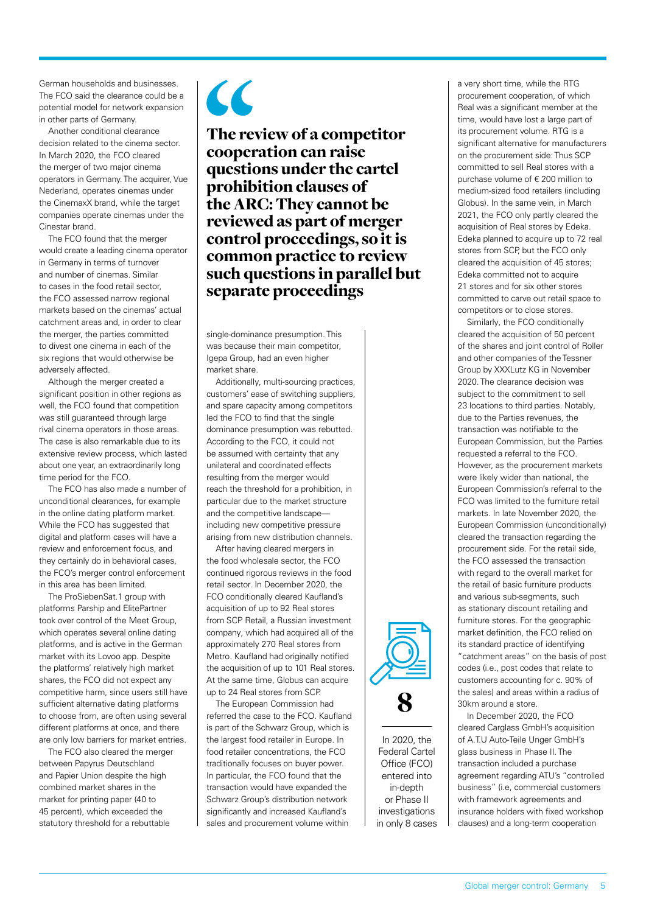German households and businesses. The FCO said the clearance could be a potential model for network expansion in other parts of Germany.

Another conditional clearance decision related to the cinema sector. In March 2020, the FCO cleared the merger of two major cinema operators in Germany. The acquirer, Vue Nederland, operates cinemas under the CinemaxX brand, while the target companies operate cinemas under the Cinestar brand.

The FCO found that the merger would create a leading cinema operator in Germany in terms of turnover and number of cinemas. Similar to cases in the food retail sector, the FCO assessed narrow regional markets based on the cinemas' actual catchment areas and, in order to clear the merger, the parties committed to divest one cinema in each of the six regions that would otherwise be adversely affected.

Although the merger created a significant position in other regions as well, the FCO found that competition was still guaranteed through large rival cinema operators in those areas. The case is also remarkable due to its extensive review process, which lasted about one year, an extraordinarily long time period for the FCO.

The FCO has also made a number of unconditional clearances, for example in the online dating platform market. While the FCO has suggested that digital and platform cases will have a review and enforcement focus, and they certainly do in behavioral cases, the FCO's merger control enforcement in this area has been limited.

The ProSiebenSat.1 group with platforms Parship and ElitePartner took over control of the Meet Group, which operates several online dating platforms, and is active in the German market with its Lovoo app. Despite the platforms' relatively high market shares, the FCO did not expect any competitive harm, since users still have sufficient alternative dating platforms to choose from, are often using several different platforms at once, and there are only low barriers for market entries.

The FCO also cleared the merger between Papyrus Deutschland and Papier Union despite the high combined market shares in the market for printing paper (40 to 45 percent), which exceeded the statutory threshold for a rebuttable single-dominance presumption. This was because their main competitor, Igepa Group, had an even higher market share.

> **The review of a competitor cooperation can raise questions under the cartel prohibition clauses of the ARC: They cannot be reviewed as part of merger control proceedings, so it is common practice to review such questions in parallel but separate proceedings**

Additionally, multi-sourcing practices, customers' ease of switching suppliers, and spare capacity among competitors led the FCO to find that the single dominance presumption was rebutted. According to the FCO, it could not be assumed with certainty that any unilateral and coordinated effects resulting from the merger would reach the threshold for a prohibition, in particular due to the market structure and the competitive landscape—including new competitive pressure arising from new distribution channels.

After having cleared mergers in the food wholesale sector, the FCO continued rigorous reviews in the food retail sector. In December 2020, the FCO conditionally cleared Kaufland's acquisition of up to 92 Real stores from SCP Retail, a Russian investment company, which had acquired all of the approximately 270 Real stores from Metro. Kaufland had originally notified the acquisition of up to 101 Real stores. At the same time, Globus can acquire up to 24 Real stores from SCP.

The European Commission had referred the case to the FCO. Kaufland is part of the Schwarz Group, which is the largest food retailer in Europe. In food retailer concentrations, the FCO traditionally focuses on buyer power. In particular, the FCO found that the transaction would have expanded the Schwarz Group's distribution network significantly and increased Kaufland's sales and procurement volume within a very short time, while the RTG procurement cooperation, of which Real was a significant member at the time, would have lost a large part of its procurement volume. RTG is a significant alternative for manufacturers on the procurement side: Thus SCP committed to sell Real stores with a purchase volume of € 200 million to medium-sized food retailers (including Globus). In the same vein, in March 2021, the FCO only partly cleared the acquisition of Real stores by Edeka. Edeka planned to acquire up to 72 real stores from SCP, but the FCO only cleared the acquisition of 45 stores; Edeka committed not to acquire 21 stores and for six other stores committed to carve out retail space to competitors or to close stores.

Similarly, the FCO conditionally cleared the acquisition of 50 percent of the shares and joint control of Roller and other companies of the Tessner Group by XXXLutz KG in November 2020. The clearance decision was subject to the commitment to sell 23 locations to third parties. Notably, due to the Parties revenues, the transaction was notifiable to the European Commission, but the Parties requested a referral to the FCO. However, as the procurement markets were likely wider than national, the European Commission's referral to the FCO was limited to the furniture retail markets. In late November 2020, the European Commission (unconditionally) cleared the transaction regarding the procurement side. For the retail side, the FCO assessed the transaction with regard to the overall market for the retail of basic furniture products and various sub-segments, such as stationary discount retailing and furniture stores. For the geographic market definition, the FCO relied on its standard practice of identifying "catchment areas" on the basis of post codes (i.e., post codes that relate to customers accounting for c. 90% of the sales) and areas within a radius of 30km around a store.

In December 2020, the FCO cleared Carglass GmbH's acquisition of A.T.U Auto-Teile Unger GmbH's glass business in Phase II. The transaction included a purchase agreement regarding ATU's "controlled business" (i.e, commercial customers with framework agreements and insurance holders with fixed workshop clauses) and a long-term cooperation

**8**

In 2020, the Federal Cartel Office (FCO) entered into in-depth or Phase II investigations in only 8 cases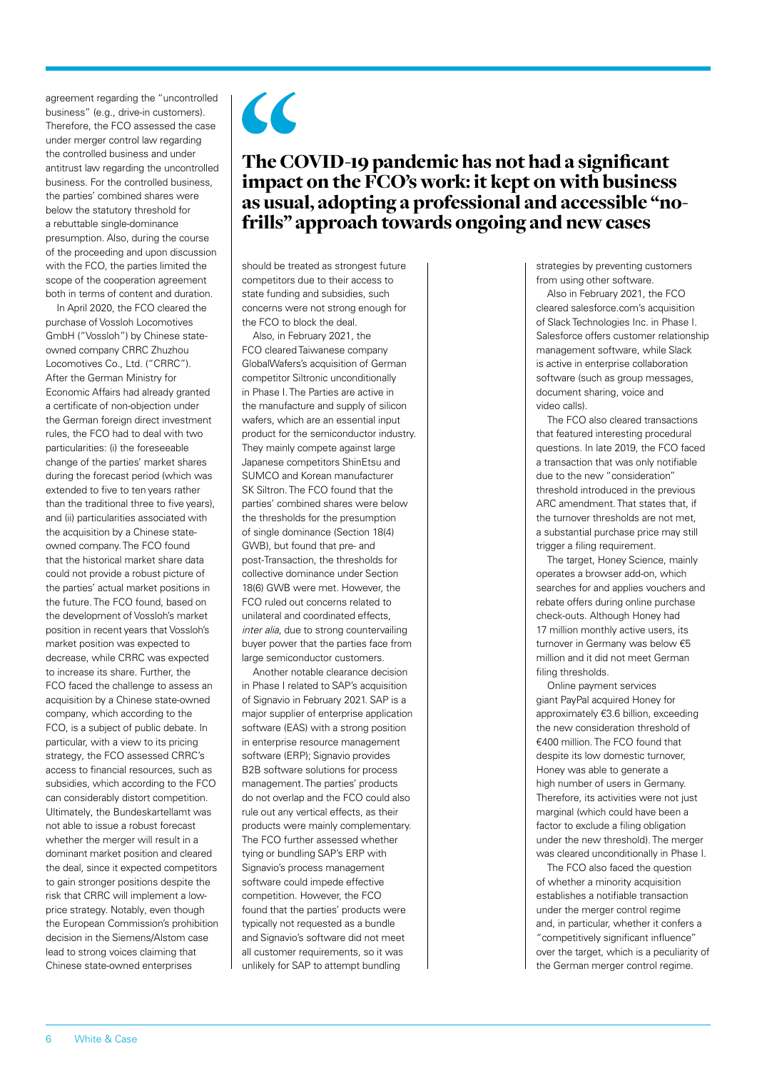agreement regarding the "uncontrolled business" (e.g., drive-in customers). Therefore, the FCO assessed the case under merger control law regarding the controlled business and under antitrust law regarding the uncontrolled business. For the controlled business, the parties' combined shares were below the statutory threshold for a rebuttable single-dominance presumption. Also, during the course of the proceeding and upon discussion with the FCO, the parties limited the scope of the cooperation agreement both in terms of content and duration.

In April 2020, the FCO cleared the purchase of Vossloh Locomotives GmbH ("Vossloh") by Chinese state-owned company CRRC Zhuzhou Locomotives Co., Ltd. ("CRRC"). After the German Ministry for Economic Affairs had already granted a certificate of non-objection under the German foreign direct investment rules, the FCO had to deal with two particularities: (i) the foreseeable change of the parties' market shares during the forecast period (which was extended to five to ten years rather than the traditional three to five years), and (ii) particularities associated with the acquisition by a Chinese state-owned company. The FCO found that the historical market share data could not provide a robust picture of the parties' actual market positions in the future. The FCO found, based on the development of Vossloh's market position in recent years that Vossloh's market position was expected to decrease, while CRRC was expected to increase its share. Further, the FCO faced the challenge to assess an acquisition by a Chinese state-owned company, which according to the FCO, is a subject of public debate. In particular, with a view to its pricing strategy, the FCO assessed CRRC's access to financial resources, such as subsidies, which according to the FCO can considerably distort competition. Ultimately, the Bundeskartellamt was not able to issue a robust forecast whether the merger will result in a dominant market position and cleared the deal, since it expected competitors to gain stronger positions despite the risk that CRRC will implement a low-price strategy. Notably, even though the European Commission's prohibition decision in the Siemens/Alstom case lead to strong voices claiming that Chinese state-owned enterprises should be treated as strongest future competitors due to their access to state funding and subsidies, such concerns were not strong enough for the FCO to block the deal.

> **The COVID-19 pandemic has not had a significant impact on the FCO's work: it kept on with business as usual, adopting a professional and accessible "no-frills" approach towards ongoing and new cases**

Also, in February 2021, the FCO cleared Taiwanese company GlobalWafers's acquisition of German competitor Siltronic unconditionally in Phase I. The Parties are active in the manufacture and supply of silicon wafers, which are an essential input product for the semiconductor industry. They mainly compete against large Japanese competitors ShinEtsu and SUMCO and Korean manufacturer SK Siltron. The FCO found that the parties' combined shares were below the thresholds for the presumption of single dominance (Section 18(4) GWB), but found that pre- and post-Transaction, the thresholds for collective dominance under Section 18(6) GWB were met. However, the FCO ruled out concerns related to unilateral and coordinated effects, *inter alia*, due to strong countervailing buyer power that the parties face from large semiconductor customers.

Another notable clearance decision in Phase I related to SAP's acquisition of Signavio in February 2021. SAP is a major supplier of enterprise application software (EAS) with a strong position in enterprise resource management software (ERP); Signavio provides B2B software solutions for process management. The parties' products do not overlap and the FCO could also rule out any vertical effects, as their products were mainly complementary. The FCO further assessed whether tying or bundling SAP's ERP with Signavio's process management software could impede effective competition. However, the FCO found that the parties' products were typically not requested as a bundle and Signavio's software did not meet all customer requirements, so it was unlikely for SAP to attempt bundling strategies by preventing customers from using other software.

Also in February 2021, the FCO cleared salesforce.com's acquisition of Slack Technologies Inc. in Phase I. Salesforce offers customer relationship management software, while Slack is active in enterprise collaboration software (such as group messages, document sharing, voice and video calls).

The FCO also cleared transactions that featured interesting procedural questions. In late 2019, the FCO faced a transaction that was only notifiable due to the new "consideration" threshold introduced in the previous ARC amendment. That states that, if the turnover thresholds are not met, a substantial purchase price may still trigger a filing requirement.

The target, Honey Science, mainly operates a browser add-on, which searches for and applies vouchers and rebate offers during online purchase check-outs. Although Honey had 17 million monthly active users, its turnover in Germany was below €5 million and it did not meet German filing thresholds.

Online payment services giant PayPal acquired Honey for approximately €3.6 billion, exceeding the new consideration threshold of €400 million. The FCO found that despite its low domestic turnover, Honey was able to generate a high number of users in Germany. Therefore, its activities were not just marginal (which could have been a factor to exclude a filing obligation under the new threshold). The merger was cleared unconditionally in Phase I.

The FCO also faced the question of whether a minority acquisition establishes a notifiable transaction under the merger control regime and, in particular, whether it confers a "competitively significant influence" over the target, which is a peculiarity of the German merger control regime.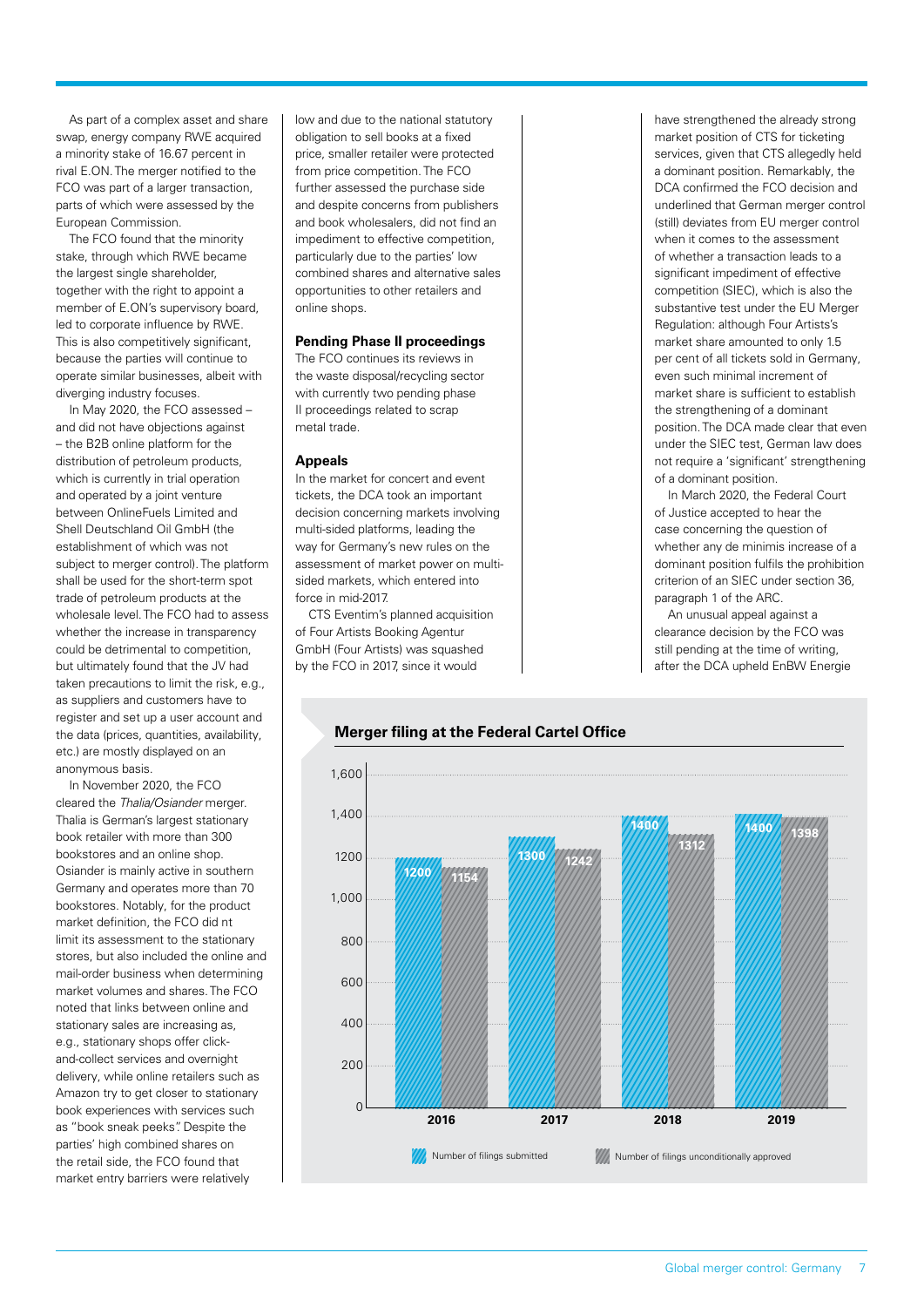As part of a complex asset and share swap, energy company RWE acquired a minority stake of 16.67 percent in rival E.ON. The merger notified to the FCO was part of a larger transaction, parts of which were assessed by the European Commission.

The FCO found that the minority stake, through which RWE became the largest single shareholder, together with the right to appoint a member of E.ON's supervisory board, led to corporate influence by RWE. This is also competitively significant, because the parties will continue to operate similar businesses, albeit with diverging industry focuses.

In May 2020, the FCO assessed – and did not have objections against – the B2B online platform for the distribution of petroleum products, which is currently in trial operation and operated by a joint venture between OnlineFuels Limited and Shell Deutschland Oil GmbH (the establishment of which was not subject to merger control). The platform shall be used for the short-term spot trade of petroleum products at the wholesale level. The FCO had to assess whether the increase in transparency could be detrimental to competition, but ultimately found that the JV had taken precautions to limit the risk, e.g., as suppliers and customers have to register and set up a user account and the data (prices, quantities, availability, etc.) are mostly displayed on an anonymous basis.

In November 2020, the FCO cleared the *Thalia/Osiander* merger. Thalia is German's largest stationary book retailer with more than 300 bookstores and an online shop. Osiander is mainly active in southern Germany and operates more than 70 bookstores. Notably, for the product market definition, the FCO did nt limit its assessment to the stationary stores, but also included the online and mail-order business when determining market volumes and shares. The FCO noted that links between online and stationary sales are increasing as, e.g., stationary shops offer click-and-collect services and overnight delivery, while online retailers such as Amazon try to get closer to stationary book experiences with services such as "book sneak peeks". Despite the parties' high combined shares on the retail side, the FCO found that market entry barriers were relatively low and due to the national statutory obligation to sell books at a fixed price, smaller retailer were protected from price competition. The FCO further assessed the purchase side and despite concerns from publishers and book wholesalers, did not find an impediment to effective competition, particularly due to the parties' low combined shares and alternative sales opportunities to other retailers and online shops.

### Pending Phase II proceedings

The FCO continues its reviews in the waste disposal/recycling sector with currently two pending phase II proceedings related to scrap metal trade.

### Appeals

In the market for concert and event tickets, the DCA took an important decision concerning markets involving multi-sided platforms, leading the way for Germany's new rules on the assessment of market power on multi-sided markets, which entered into force in mid-2017.

CTS Eventim's planned acquisition of Four Artists Booking Agentur GmbH (Four Artists) was squashed by the FCO in 2017, since it would have strengthened the already strong market position of CTS for ticketing services, given that CTS allegedly held a dominant position. Remarkably, the DCA confirmed the FCO decision and underlined that German merger control (still) deviates from EU merger control when it comes to the assessment of whether a transaction leads to a significant impediment of effective competition (SIEC), which is also the substantive test under the EU Merger Regulation: although Four Artists's market share amounted to only 1.5 per cent of all tickets sold in Germany, even such minimal increment of market share is sufficient to establish the strengthening of a dominant position. The DCA made clear that even under the SIEC test, German law does not require a 'significant' strengthening of a dominant position.

In March 2020, the Federal Court of Justice accepted to hear the case concerning the question of whether any de minimis increase of a dominant position fulfils the prohibition criterion of an SIEC under section 36, paragraph 1 of the ARC.

An unusual appeal against a clearance decision by the FCO was still pending at the time of writing, after the DCA upheld EnBW Energie

**Merger filing at the Federal Cartel Office**

| Year | Number of filings submitted | Number of filings unconditionally approved |
|---|---|---|
| 2016 | 1200 | 1154 |
| 2017 | 1300 | 1242 |
| 2018 | 1400 | 1312 |
| 2019 | 1400 | 1398 |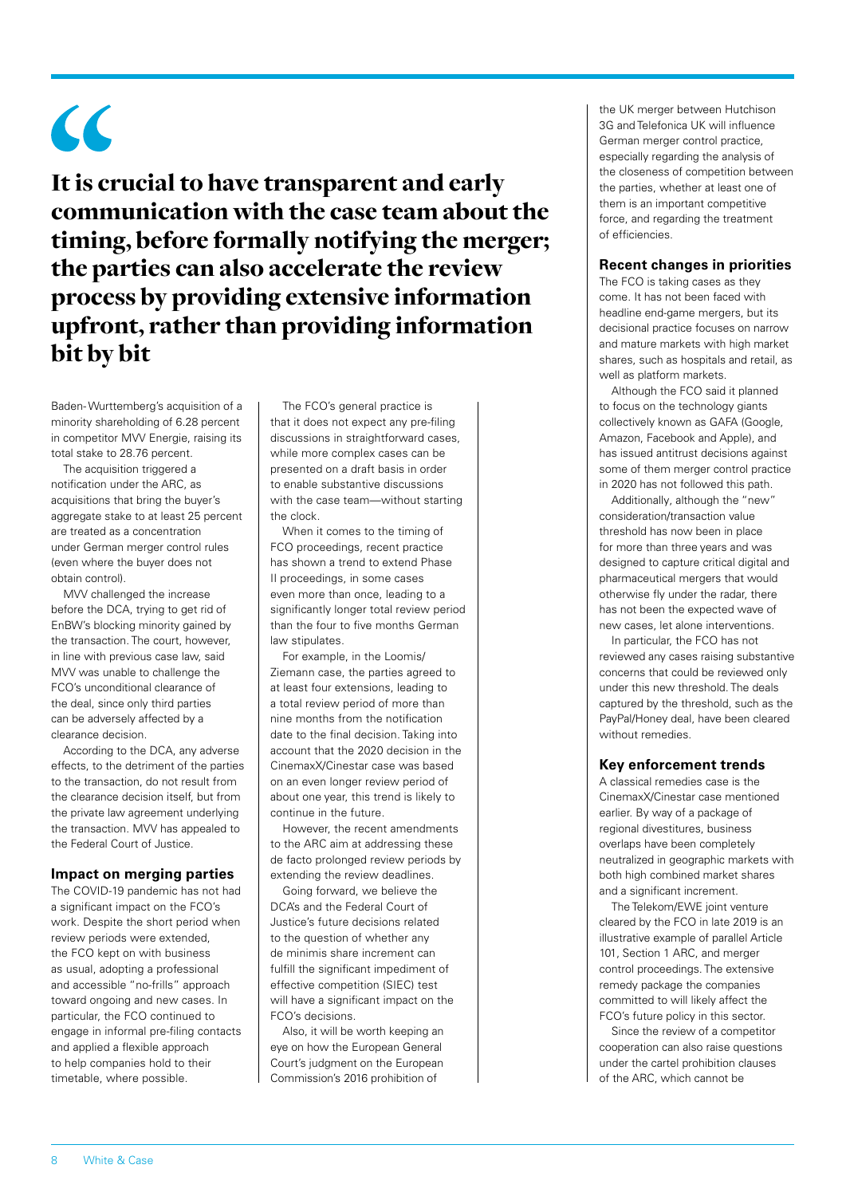> **It is crucial to have transparent and early communication with the case team about the timing, before formally notifying the merger; the parties can also accelerate the review process by providing extensive information upfront, rather than providing information bit by bit**

Baden-Wurttemberg's acquisition of a minority shareholding of 6.28 percent in competitor MVV Energie, raising its total stake to 28.76 percent.

The acquisition triggered a notification under the ARC, as acquisitions that bring the buyer's aggregate stake to at least 25 percent are treated as a concentration under German merger control rules (even where the buyer does not obtain control).

MVV challenged the increase before the DCA, trying to get rid of EnBW's blocking minority gained by the transaction. The court, however, in line with previous case law, said MVV was unable to challenge the FCO's unconditional clearance of the deal, since only third parties can be adversely affected by a clearance decision.

According to the DCA, any adverse effects, to the detriment of the parties to the transaction, do not result from the clearance decision itself, but from the private law agreement underlying the transaction. MVV has appealed to the Federal Court of Justice.

#### Impact on merging parties

The COVID-19 pandemic has not had a significant impact on the FCO's work. Despite the short period when review periods were extended, the FCO kept on with business as usual, adopting a professional and accessible "no-frills" approach toward ongoing and new cases. In particular, the FCO continued to engage in informal pre-filing contacts and applied a flexible approach to help companies hold to their timetable, where possible.

The FCO's general practice is that it does not expect any pre-filing discussions in straightforward cases, while more complex cases can be presented on a draft basis in order to enable substantive discussions with the case team—without starting the clock.

When it comes to the timing of FCO proceedings, recent practice has shown a trend to extend Phase II proceedings, in some cases even more than once, leading to a significantly longer total review period than the four to five months German law stipulates.

For example, in the Loomis/Ziemann case, the parties agreed to at least four extensions, leading to a total review period of more than nine months from the notification date to the final decision. Taking into account that the 2020 decision in the CinemaxX/Cinestar case was based on an even longer review period of about one year, this trend is likely to continue in the future.

However, the recent amendments to the ARC aim at addressing these de facto prolonged review periods by extending the review deadlines.

Going forward, we believe the DCA's and the Federal Court of Justice's future decisions related to the question of whether any de minimis share increment can fulfill the significant impediment of effective competition (SIEC) test will have a significant impact on the FCO's decisions.

Also, it will be worth keeping an eye on how the European General Court's judgment on the European Commission's 2016 prohibition of the UK merger between Hutchison 3G and Telefonica UK will influence German merger control practice, especially regarding the analysis of the closeness of competition between the parties, whether at least one of them is an important competitive force, and regarding the treatment of efficiencies.

#### Recent changes in priorities

The FCO is taking cases as they come. It has not been faced with headline end-game mergers, but its decisional practice focuses on narrow and mature markets with high market shares, such as hospitals and retail, as well as platform markets.

Although the FCO said it planned to focus on the technology giants collectively known as GAFA (Google, Amazon, Facebook and Apple), and has issued antitrust decisions against some of them merger control practice in 2020 has not followed this path.

Additionally, although the "new" consideration/transaction value threshold has now been in place for more than three years and was designed to capture critical digital and pharmaceutical mergers that would otherwise fly under the radar, there has not been the expected wave of new cases, let alone interventions.

In particular, the FCO has not reviewed any cases raising substantive concerns that could be reviewed only under this new threshold. The deals captured by the threshold, such as the PayPal/Honey deal, have been cleared without remedies.

#### Key enforcement trends

A classical remedies case is the CinemaxX/Cinestar case mentioned earlier. By way of a package of regional divestitures, business overlaps have been completely neutralized in geographic markets with both high combined market shares and a significant increment.

The Telekom/EWE joint venture cleared by the FCO in late 2019 is an illustrative example of parallel Article 101, Section 1 ARC, and merger control proceedings. The extensive remedy package the companies committed to will likely affect the FCO's future policy in this sector.

Since the review of a competitor cooperation can also raise questions under the cartel prohibition clauses of the ARC, which cannot be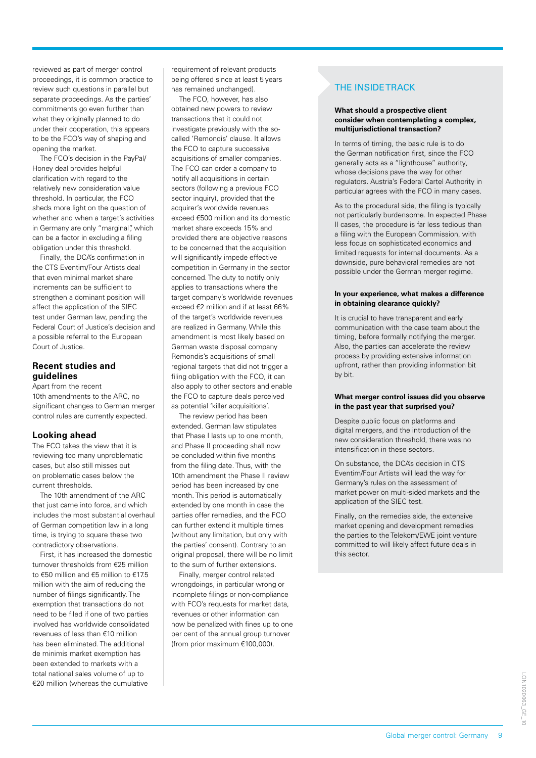reviewed as part of merger control proceedings, it is common practice to review such questions in parallel but separate proceedings. As the parties' commitments go even further than what they originally planned to do under their cooperation, this appears to be the FCO's way of shaping and opening the market.

The FCO's decision in the PayPal/Honey deal provides helpful clarification with regard to the relatively new consideration value threshold. In particular, the FCO sheds more light on the question of whether and when a target's activities in Germany are only "marginal", which can be a factor in excluding a filing obligation under this threshold.

Finally, the DCA's confirmation in the CTS Eventim/Four Artists deal that even minimal market share increments can be sufficient to strengthen a dominant position will affect the application of the SIEC test under German law, pending the Federal Court of Justice's decision and a possible referral to the European Court of Justice.

### Recent studies and guidelines

Apart from the recent 10th amendments to the ARC, no significant changes to German merger control rules are currently expected.

### Looking ahead

The FCO takes the view that it is reviewing too many unproblematic cases, but also still misses out on problematic cases below the current thresholds.

The 10th amendment of the ARC that just came into force, and which includes the most substantial overhaul of German competition law in a long time, is trying to square these two contradictory observations.

First, it has increased the domestic turnover thresholds from €25 million to €50 million and €5 million to €17.5 million with the aim of reducing the number of filings significantly. The exemption that transactions do not need to be filed if one of two parties involved has worldwide consolidated revenues of less than €10 million has been eliminated. The additional de minimis market exemption has been extended to markets with a total national sales volume of up to €20 million (whereas the cumulative requirement of relevant products being offered since at least 5 years has remained unchanged).

The FCO, however, has also obtained new powers to review transactions that it could not investigate previously with the so-called 'Remondis' clause. It allows the FCO to capture successive acquisitions of smaller companies. The FCO can order a company to notify all acquisitions in certain sectors (following a previous FCO sector inquiry), provided that the acquirer's worldwide revenues exceed €500 million and its domestic market share exceeds 15% and provided there are objective reasons to be concerned that the acquisition will significantly impede effective competition in Germany in the sector concerned. The duty to notify only applies to transactions where the target company's worldwide revenues exceed €2 million and if at least 66% of the target's worldwide revenues are realized in Germany. While this amendment is most likely based on German waste disposal company Remondis's acquisitions of small regional targets that did not trigger a filing obligation with the FCO, it can also apply to other sectors and enable the FCO to capture deals perceived as potential 'killer acquisitions'.

The review period has been extended. German law stipulates that Phase I lasts up to one month, and Phase II proceeding shall now be concluded within five months from the filing date. Thus, with the 10th amendment the Phase II review period has been increased by one month. This period is automatically extended by one month in case the parties offer remedies, and the FCO can further extend it multiple times (without any limitation, but only with the parties' consent). Contrary to an original proposal, there will be no limit to the sum of further extensions.

Finally, merger control related wrongdoings, in particular wrong or incomplete filings or non-compliance with FCO's requests for market data, revenues or other information can now be penalized with fines up to one per cent of the annual group turnover (from prior maximum €100,000).

## THE INSIDE TRACK

**What should a prospective client consider when contemplating a complex, multijurisdictional transaction?**

In terms of timing, the basic rule is to do the German notification first, since the FCO generally acts as a "lighthouse" authority, whose decisions pave the way for other regulators. Austria's Federal Cartel Authority in particular agrees with the FCO in many cases.

As to the procedural side, the filing is typically not particularly burdensome. In expected Phase II cases, the procedure is far less tedious than a filing with the European Commission, with less focus on sophisticated economics and limited requests for internal documents. As a downside, pure behavioral remedies are not possible under the German merger regime.

**In your experience, what makes a difference in obtaining clearance quickly?**

It is crucial to have transparent and early communication with the case team about the timing, before formally notifying the merger. Also, the parties can accelerate the review process by providing extensive information upfront, rather than providing information bit by bit.

**What merger control issues did you observe in the past year that surprised you?**

Despite public focus on platforms and digital mergers, and the introduction of the new consideration threshold, there was no intensification in these sectors.

On substance, the DCA's decision in CTS Eventim/Four Artists will lead the way for Germany's rules on the assessment of market power on multi-sided markets and the application of the SIEC test.

Finally, on the remedies side, the extensive market opening and development remedies the parties to the Telekom/EWE joint venture committed to will likely affect future deals in this sector.